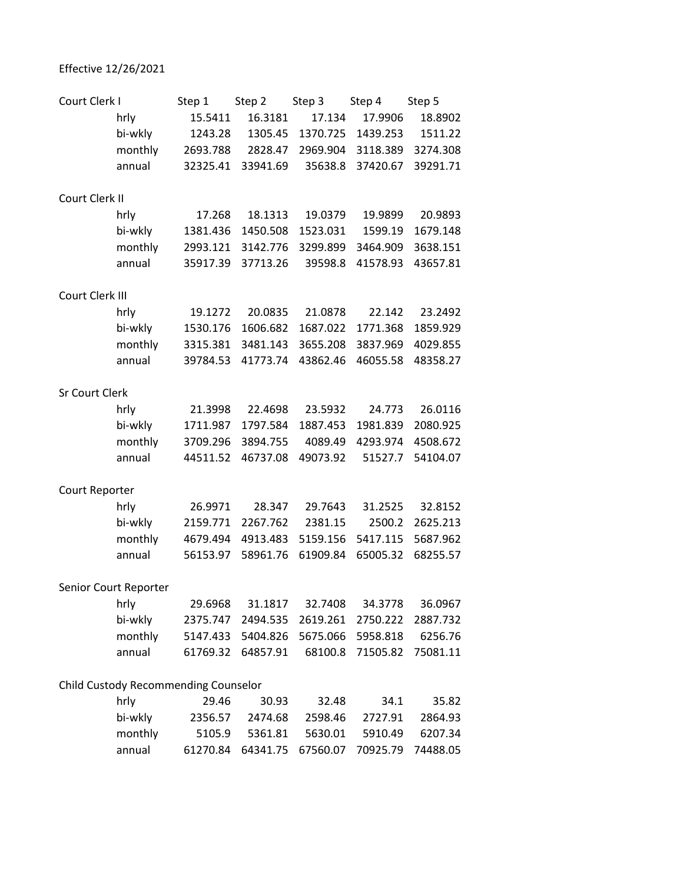Effective 12/26/2021

| | | Step 1 | Step 2 | Step 3 | Step 4 | Step 5 |
|---|---|---|---|---|---|---|
| Court Clerk I | | | | | | |
| | hrly | 15.5411 | 16.3181 | 17.134 | 17.9906 | 18.8902 |
| | bi-wkly | 1243.28 | 1305.45 | 1370.725 | 1439.253 | 1511.22 |
| | monthly | 2693.788 | 2828.47 | 2969.904 | 3118.389 | 3274.308 |
| | annual | 32325.41 | 33941.69 | 35638.8 | 37420.67 | 39291.71 |
| Court Clerk II | | | | | | |
| | hrly | 17.268 | 18.1313 | 19.0379 | 19.9899 | 20.9893 |
| | bi-wkly | 1381.436 | 1450.508 | 1523.031 | 1599.19 | 1679.148 |
| | monthly | 2993.121 | 3142.776 | 3299.899 | 3464.909 | 3638.151 |
| | annual | 35917.39 | 37713.26 | 39598.8 | 41578.93 | 43657.81 |
| Court Clerk III | | | | | | |
| | hrly | 19.1272 | 20.0835 | 21.0878 | 22.142 | 23.2492 |
| | bi-wkly | 1530.176 | 1606.682 | 1687.022 | 1771.368 | 1859.929 |
| | monthly | 3315.381 | 3481.143 | 3655.208 | 3837.969 | 4029.855 |
| | annual | 39784.53 | 41773.74 | 43862.46 | 46055.58 | 48358.27 |
| Sr Court Clerk | | | | | | |
| | hrly | 21.3998 | 22.4698 | 23.5932 | 24.773 | 26.0116 |
| | bi-wkly | 1711.987 | 1797.584 | 1887.453 | 1981.839 | 2080.925 |
| | monthly | 3709.296 | 3894.755 | 4089.49 | 4293.974 | 4508.672 |
| | annual | 44511.52 | 46737.08 | 49073.92 | 51527.7 | 54104.07 |
| Court Reporter | | | | | | |
| | hrly | 26.9971 | 28.347 | 29.7643 | 31.2525 | 32.8152 |
| | bi-wkly | 2159.771 | 2267.762 | 2381.15 | 2500.2 | 2625.213 |
| | monthly | 4679.494 | 4913.483 | 5159.156 | 5417.115 | 5687.962 |
| | annual | 56153.97 | 58961.76 | 61909.84 | 65005.32 | 68255.57 |
| Senior Court Reporter | | | | | | |
| | hrly | 29.6968 | 31.1817 | 32.7408 | 34.3778 | 36.0967 |
| | bi-wkly | 2375.747 | 2494.535 | 2619.261 | 2750.222 | 2887.732 |
| | monthly | 5147.433 | 5404.826 | 5675.066 | 5958.818 | 6256.76 |
| | annual | 61769.32 | 64857.91 | 68100.8 | 71505.82 | 75081.11 |
| Child Custody Recommending Counselor | | | | | | |
| | hrly | 29.46 | 30.93 | 32.48 | 34.1 | 35.82 |
| | bi-wkly | 2356.57 | 2474.68 | 2598.46 | 2727.91 | 2864.93 |
| | monthly | 5105.9 | 5361.81 | 5630.01 | 5910.49 | 6207.34 |
| | annual | 61270.84 | 64341.75 | 67560.07 | 70925.79 | 74488.05 |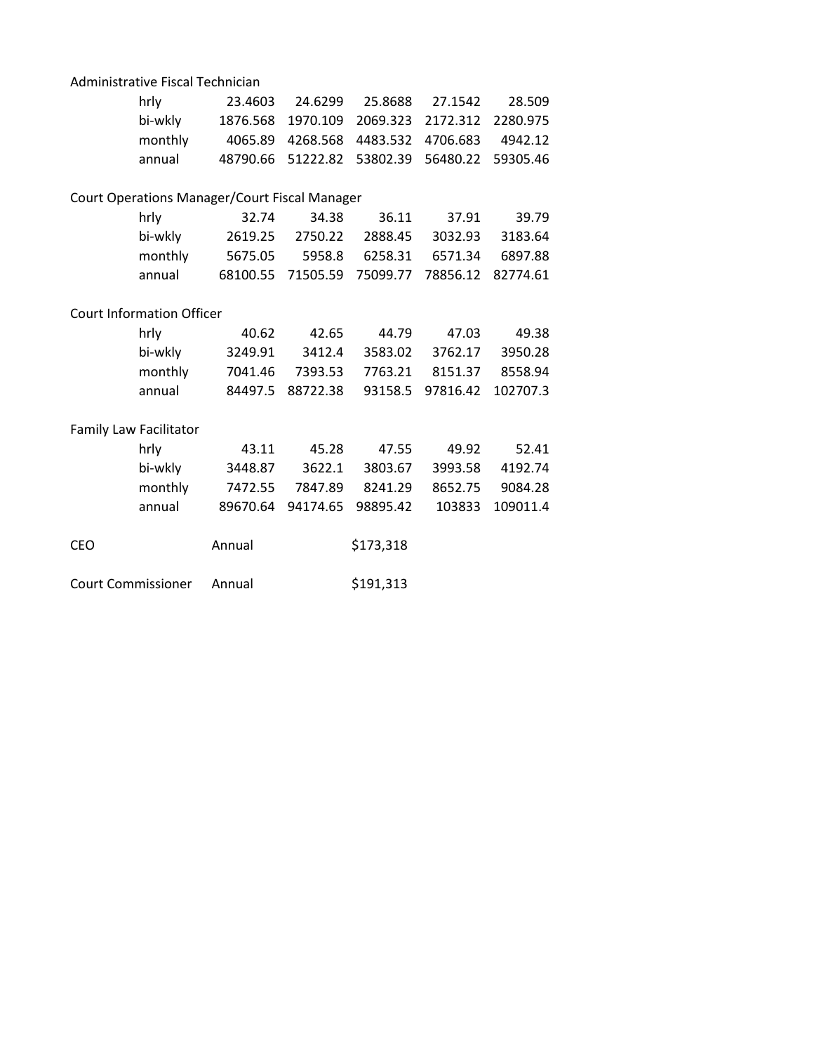Administrative Fiscal Technician

| | | | | | |
|---|---|---|---|---|---|
| hrly | 23.4603 | 24.6299 | 25.8688 | 27.1542 | 28.509 |
| bi-wkly | 1876.568 | 1970.109 | 2069.323 | 2172.312 | 2280.975 |
| monthly | 4065.89 | 4268.568 | 4483.532 | 4706.683 | 4942.12 |
| annual | 48790.66 | 51222.82 | 53802.39 | 56480.22 | 59305.46 |

Court Operations Manager/Court Fiscal Manager

| | | | | | |
|---|---|---|---|---|---|
| hrly | 32.74 | 34.38 | 36.11 | 37.91 | 39.79 |
| bi-wkly | 2619.25 | 2750.22 | 2888.45 | 3032.93 | 3183.64 |
| monthly | 5675.05 | 5958.8 | 6258.31 | 6571.34 | 6897.88 |
| annual | 68100.55 | 71505.59 | 75099.77 | 78856.12 | 82774.61 |

Court Information Officer

| | | | | | |
|---|---|---|---|---|---|
| hrly | 40.62 | 42.65 | 44.79 | 47.03 | 49.38 |
| bi-wkly | 3249.91 | 3412.4 | 3583.02 | 3762.17 | 3950.28 |
| monthly | 7041.46 | 7393.53 | 7763.21 | 8151.37 | 8558.94 |
| annual | 84497.5 | 88722.38 | 93158.5 | 97816.42 | 102707.3 |

Family Law Facilitator

| | | | | | |
|---|---|---|---|---|---|
| hrly | 43.11 | 45.28 | 47.55 | 49.92 | 52.41 |
| bi-wkly | 3448.87 | 3622.1 | 3803.67 | 3993.58 | 4192.74 |
| monthly | 7472.55 | 7847.89 | 8241.29 | 8652.75 | 9084.28 |
| annual | 89670.64 | 94174.65 | 98895.42 | 103833 | 109011.4 |

| | | |
|---|---|---|
| CEO | Annual | $173,318 |
| Court Commissioner | Annual | $191,313 |